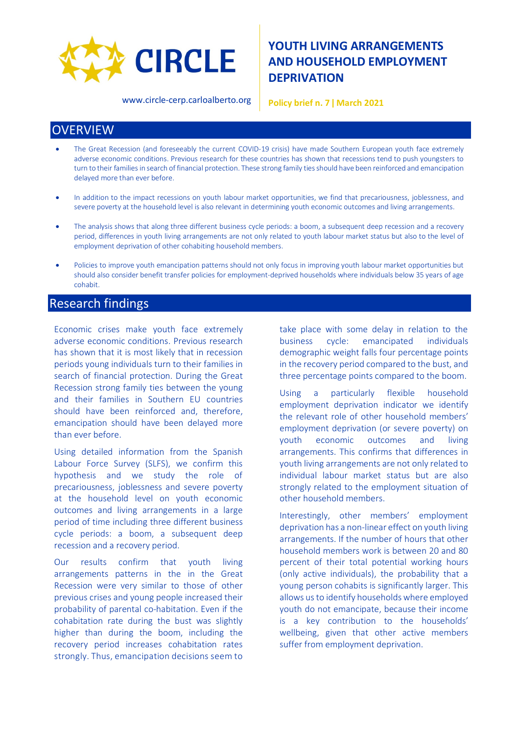CIRCLE

www.circle-cerp.carloalberto.org

# YOUTH LIVING ARRANGEMENTS AND HOUSEHOLD EMPLOYMENT DEPRIVATION

**Policy brief n. 7 | March 2021**

## OVERVIEW

- The Great Recession (and foreseeably the current COVID-19 crisis) have made Southern European youth face extremely adverse economic conditions. Previous research for these countries has shown that recessions tend to push youngsters to turn to their families in search of financial protection. These strong family ties should have been reinforced and emancipation delayed more than ever before.
- In addition to the impact recessions on youth labour market opportunities, we find that precariousness, joblessness, and severe poverty at the household level is also relevant in determining youth economic outcomes and living arrangements.
- The analysis shows that along three different business cycle periods: a boom, a subsequent deep recession and a recovery period, differences in youth living arrangements are not only related to youth labour market status but also to the level of employment deprivation of other cohabiting household members.
- Policies to improve youth emancipation patterns should not only focus in improving youth labour market opportunities but should also consider benefit transfer policies for employment-deprived households where individuals below 35 years of age cohabit.

## Research findings

Economic crises make youth face extremely adverse economic conditions. Previous research has shown that it is most likely that in recession periods young individuals turn to their families in search of financial protection. During the Great Recession strong family ties between the young and their families in Southern EU countries should have been reinforced and, therefore, emancipation should have been delayed more than ever before.

Using detailed information from the Spanish Labour Force Survey (SLFS), we confirm this hypothesis and we study the role of precariousness, joblessness and severe poverty at the household level on youth economic outcomes and living arrangements in a large period of time including three different business cycle periods: a boom, a subsequent deep recession and a recovery period.

Our results confirm that youth living arrangements patterns in the in the Great Recession were very similar to those of other previous crises and young people increased their probability of parental co-habitation. Even if the cohabitation rate during the bust was slightly higher than during the boom, including the recovery period increases cohabitation rates strongly. Thus, emancipation decisions seem to take place with some delay in relation to the business cycle: emancipated individuals demographic weight falls four percentage points in the recovery period compared to the bust, and three percentage points compared to the boom.

Using a particularly flexible household employment deprivation indicator we identify the relevant role of other household members' employment deprivation (or severe poverty) on youth economic outcomes and living arrangements. This confirms that differences in youth living arrangements are not only related to individual labour market status but are also strongly related to the employment situation of other household members.

Interestingly, other members' employment deprivation has a non-linear effect on youth living arrangements. If the number of hours that other household members work is between 20 and 80 percent of their total potential working hours (only active individuals), the probability that a young person cohabits is significantly larger. This allows us to identify households where employed youth do not emancipate, because their income is a key contribution to the households' wellbeing, given that other active members suffer from employment deprivation.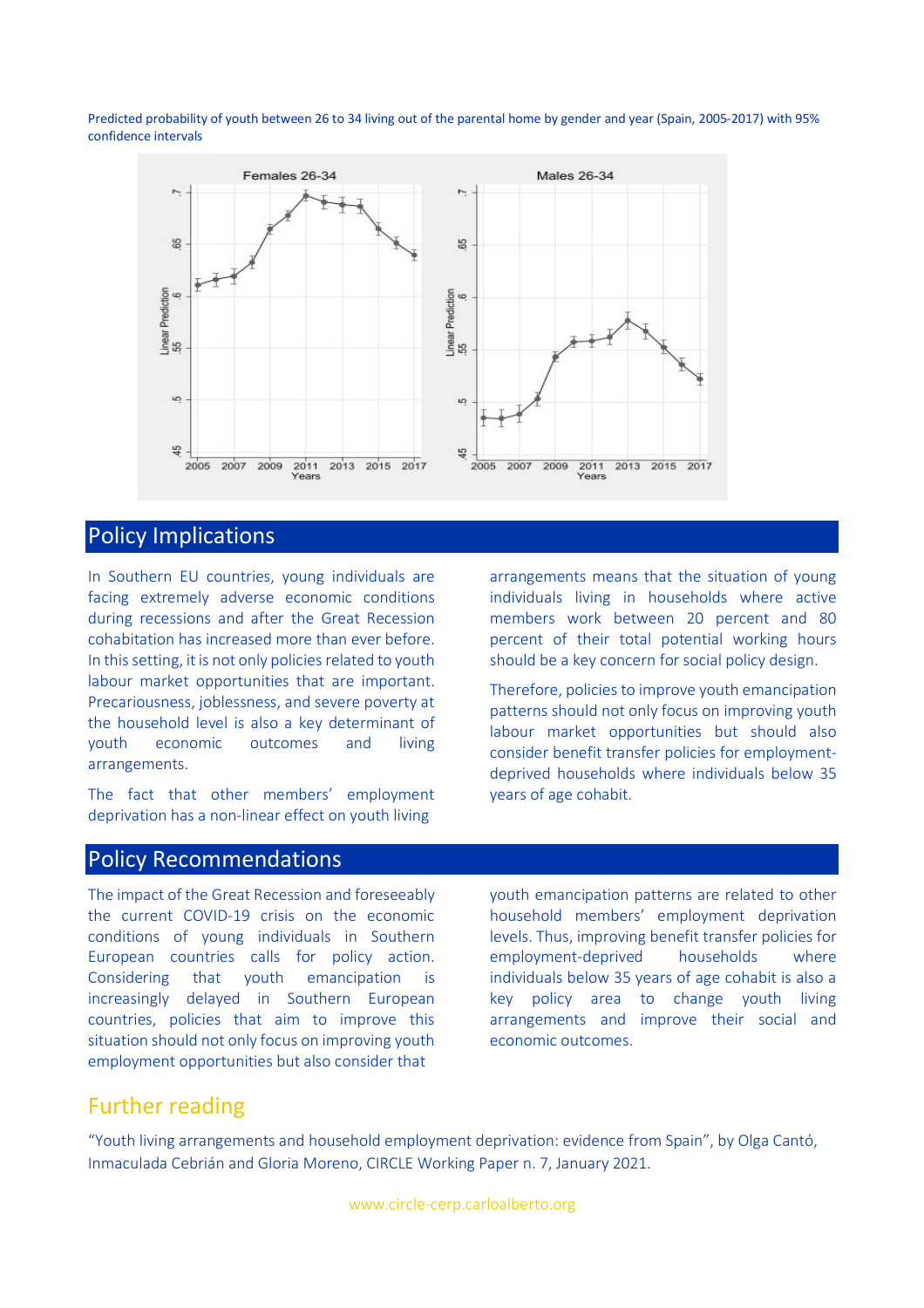Predicted probability of youth between 26 to 34 living out of the parental home by gender and year (Spain, 2005-2017) with 95% confidence intervals

Females 26-34

Linear Prediction

.45 .5 .55 .6 .65 .7

2005 2007 2009 2011 2013 2015 2017

Years

Males 26-34

Linear Prediction

.45 .5 .55 .6 .65 .7

2005 2007 2009 2011 2013 2015 2017

Years

## Policy Implications

In Southern EU countries, young individuals are facing extremely adverse economic conditions during recessions and after the Great Recession cohabitation has increased more than ever before. In this setting, it is not only policies related to youth labour market opportunities that are important. Precariousness, joblessness, and severe poverty at the household level is also a key determinant of youth economic outcomes and living arrangements.

The fact that other members' employment deprivation has a non-linear effect on youth living arrangements means that the situation of young individuals living in households where active members work between 20 percent and 80 percent of their total potential working hours should be a key concern for social policy design.

Therefore, policies to improve youth emancipation patterns should not only focus on improving youth labour market opportunities but should also consider benefit transfer policies for employment-deprived households where individuals below 35 years of age cohabit.

## Policy Recommendations

The impact of the Great Recession and foreseeably the current COVID-19 crisis on the economic conditions of young individuals in Southern European countries calls for policy action. Considering that youth emancipation is increasingly delayed in Southern European countries, policies that aim to improve this situation should not only focus on improving youth employment opportunities but also consider that youth emancipation patterns are related to other household members' employment deprivation levels. Thus, improving benefit transfer policies for employment-deprived households where individuals below 35 years of age cohabit is also a key policy area to change youth living arrangements and improve their social and economic outcomes.

## Further reading

"Youth living arrangements and household employment deprivation: evidence from Spain", by Olga Cantó, Inmaculada Cebrián and Gloria Moreno, CIRCLE Working Paper n. 7, January 2021.

www.circle-cerp.carloalberto.org